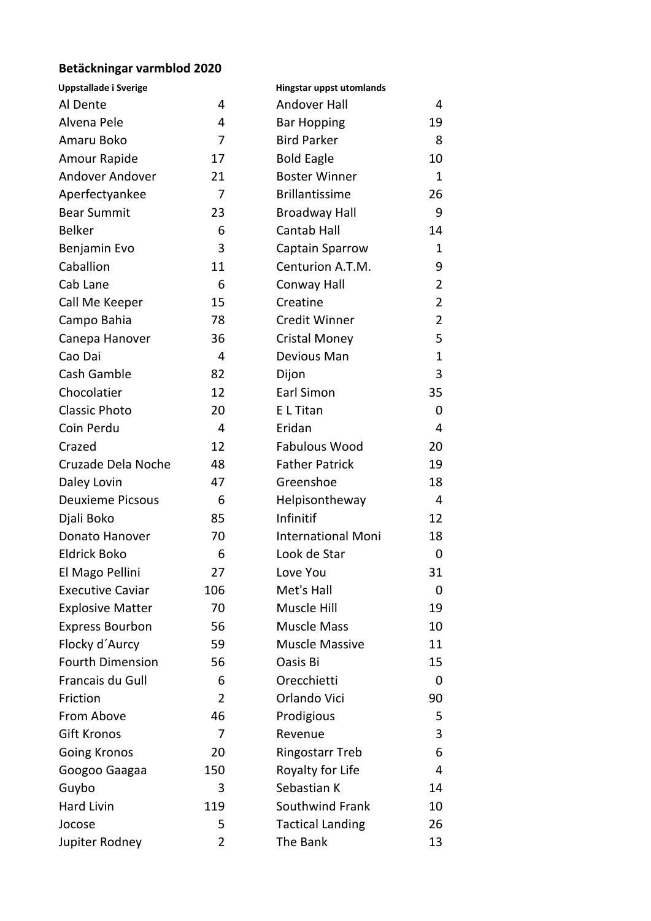**Betäckningar varmblod 2020**

| Uppstallade i Sverige | | Hingstar uppst utomlands | |
|---|---|---|---|
| Al Dente | 4 | Andover Hall | 4 |
| Alvena Pele | 4 | Bar Hopping | 19 |
| Amaru Boko | 7 | Bird Parker | 8 |
| Amour Rapide | 17 | Bold Eagle | 10 |
| Andover Andover | 21 | Boster Winner | 1 |
| Aperfectyankee | 7 | Brillantissime | 26 |
| Bear Summit | 23 | Broadway Hall | 9 |
| Belker | 6 | Cantab Hall | 14 |
| Benjamin Evo | 3 | Captain Sparrow | 1 |
| Caballion | 11 | Centurion A.T.M. | 9 |
| Cab Lane | 6 | Conway Hall | 2 |
| Call Me Keeper | 15 | Creatine | 2 |
| Campo Bahia | 78 | Credit Winner | 2 |
| Canepa Hanover | 36 | Cristal Money | 5 |
| Cao Dai | 4 | Devious Man | 1 |
| Cash Gamble | 82 | Dijon | 3 |
| Chocolatier | 12 | Earl Simon | 35 |
| Classic Photo | 20 | E L Titan | 0 |
| Coin Perdu | 4 | Eridan | 4 |
| Crazed | 12 | Fabulous Wood | 20 |
| Cruzade Dela Noche | 48 | Father Patrick | 19 |
| Daley Lovin | 47 | Greenshoe | 18 |
| Deuxieme Picsous | 6 | Helpisontheway | 4 |
| Djali Boko | 85 | Infinitif | 12 |
| Donato Hanover | 70 | International Moni | 18 |
| Eldrick Boko | 6 | Look de Star | 0 |
| El Mago Pellini | 27 | Love You | 31 |
| Executive Caviar | 106 | Met's Hall | 0 |
| Explosive Matter | 70 | Muscle Hill | 19 |
| Express Bourbon | 56 | Muscle Mass | 10 |
| Flocky d´Aurcy | 59 | Muscle Massive | 11 |
| Fourth Dimension | 56 | Oasis Bi | 15 |
| Francais du Gull | 6 | Orecchietti | 0 |
| Friction | 2 | Orlando Vici | 90 |
| From Above | 46 | Prodigious | 5 |
| Gift Kronos | 7 | Revenue | 3 |
| Going Kronos | 20 | Ringostarr Treb | 6 |
| Googoo Gaagaa | 150 | Royalty for Life | 4 |
| Guybo | 3 | Sebastian K | 14 |
| Hard Livin | 119 | Southwind Frank | 10 |
| Jocose | 5 | Tactical Landing | 26 |
| Jupiter Rodney | 2 | The Bank | 13 |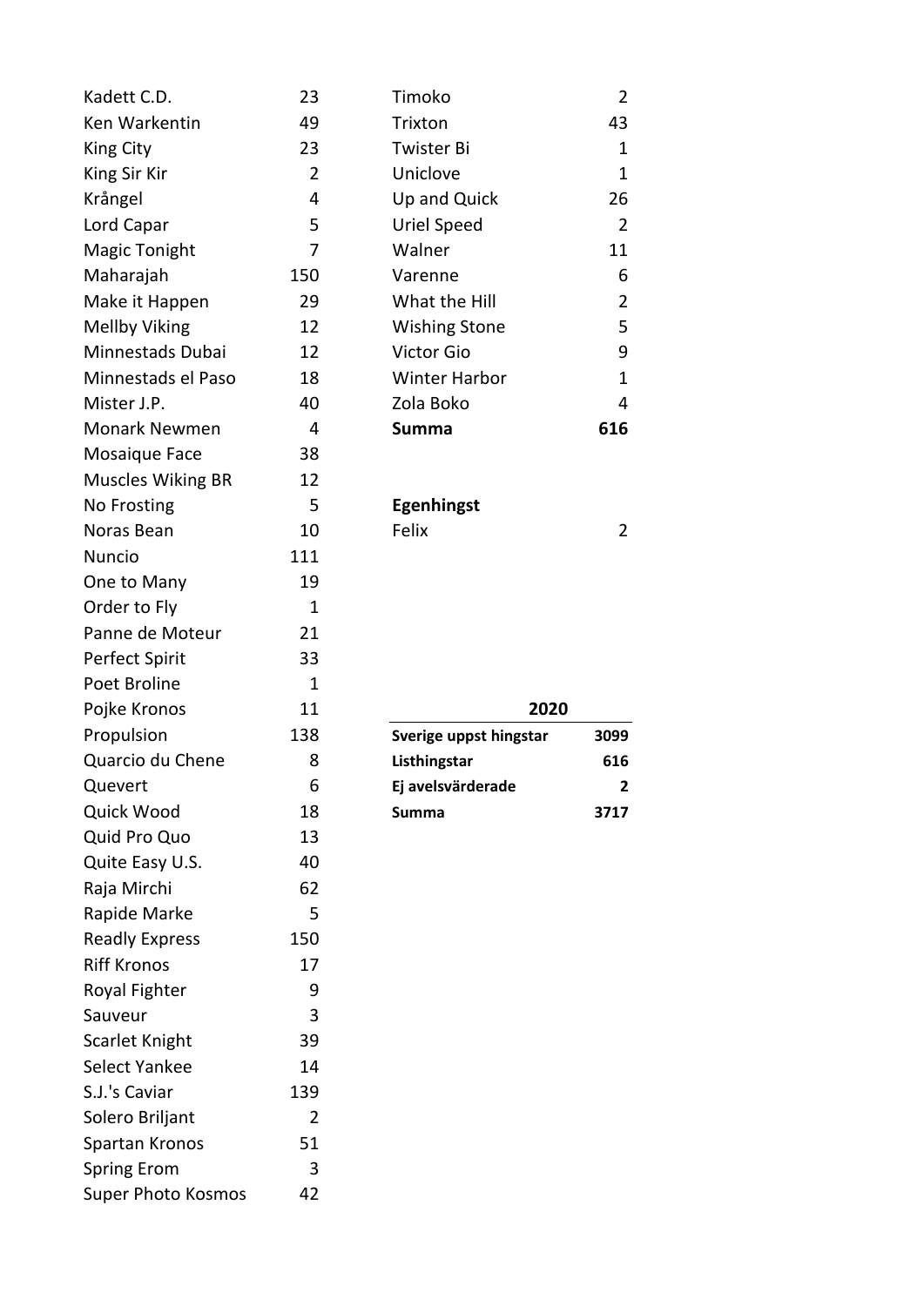| | |
|---|---|
| Kadett C.D. | 23 |
| Ken Warkentin | 49 |
| King City | 23 |
| King Sir Kir | 2 |
| Krångel | 4 |
| Lord Capar | 5 |
| Magic Tonight | 7 |
| Maharajah | 150 |
| Make it Happen | 29 |
| Mellby Viking | 12 |
| Minnestads Dubai | 12 |
| Minnestads el Paso | 18 |
| Mister J.P. | 40 |
| Monark Newmen | 4 |
| Mosaique Face | 38 |
| Muscles Wiking BR | 12 |
| No Frosting | 5 |
| Noras Bean | 10 |
| Nuncio | 111 |
| One to Many | 19 |
| Order to Fly | 1 |
| Panne de Moteur | 21 |
| Perfect Spirit | 33 |
| Poet Broline | 1 |
| Pojke Kronos | 11 |
| Propulsion | 138 |
| Quarcio du Chene | 8 |
| Quevert | 6 |
| Quick Wood | 18 |
| Quid Pro Quo | 13 |
| Quite Easy U.S. | 40 |
| Raja Mirchi | 62 |
| Rapide Marke | 5 |
| Readly Express | 150 |
| Riff Kronos | 17 |
| Royal Fighter | 9 |
| Sauveur | 3 |
| Scarlet Knight | 39 |
| Select Yankee | 14 |
| S.J.'s Caviar | 139 |
| Solero Briljant | 2 |
| Spartan Kronos | 51 |
| Spring Erom | 3 |
| Super Photo Kosmos | 42 |
| Timoko | 2 |
| Trixton | 43 |
| Twister Bi | 1 |
| Uniclove | 1 |
| Up and Quick | 26 |
| Uriel Speed | 2 |
| Walner | 11 |
| Varenne | 6 |
| What the Hill | 2 |
| Wishing Stone | 5 |
| Victor Gio | 9 |
| Winter Harbor | 1 |
| Zola Boko | 4 |
| **Summa** | **616** |

| **Egenhingst** | |
|---|---|
| Felix | 2 |

| **2020** | |
|---|---|
| **Sverige uppst hingstar** | **3099** |
| **Listhingstar** | **616** |
| **Ej avelsvärderade** | **2** |
| **Summa** | **3717** |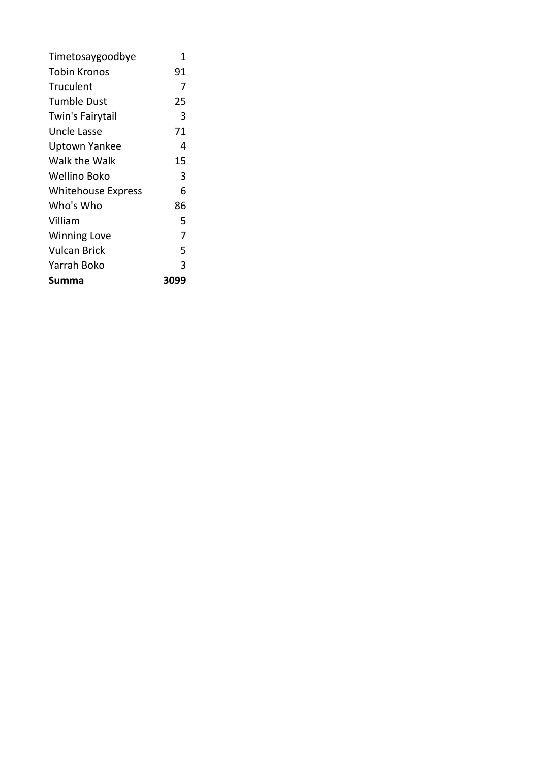| | |
|---|---|
| Timetosaygoodbye | 1 |
| Tobin Kronos | 91 |
| Truculent | 7 |
| Tumble Dust | 25 |
| Twin's Fairytail | 3 |
| Uncle Lasse | 71 |
| Uptown Yankee | 4 |
| Walk the Walk | 15 |
| Wellino Boko | 3 |
| Whitehouse Express | 6 |
| Who's Who | 86 |
| Villiam | 5 |
| Winning Love | 7 |
| Vulcan Brick | 5 |
| Yarrah Boko | 3 |
| **Summa** | **3099** |